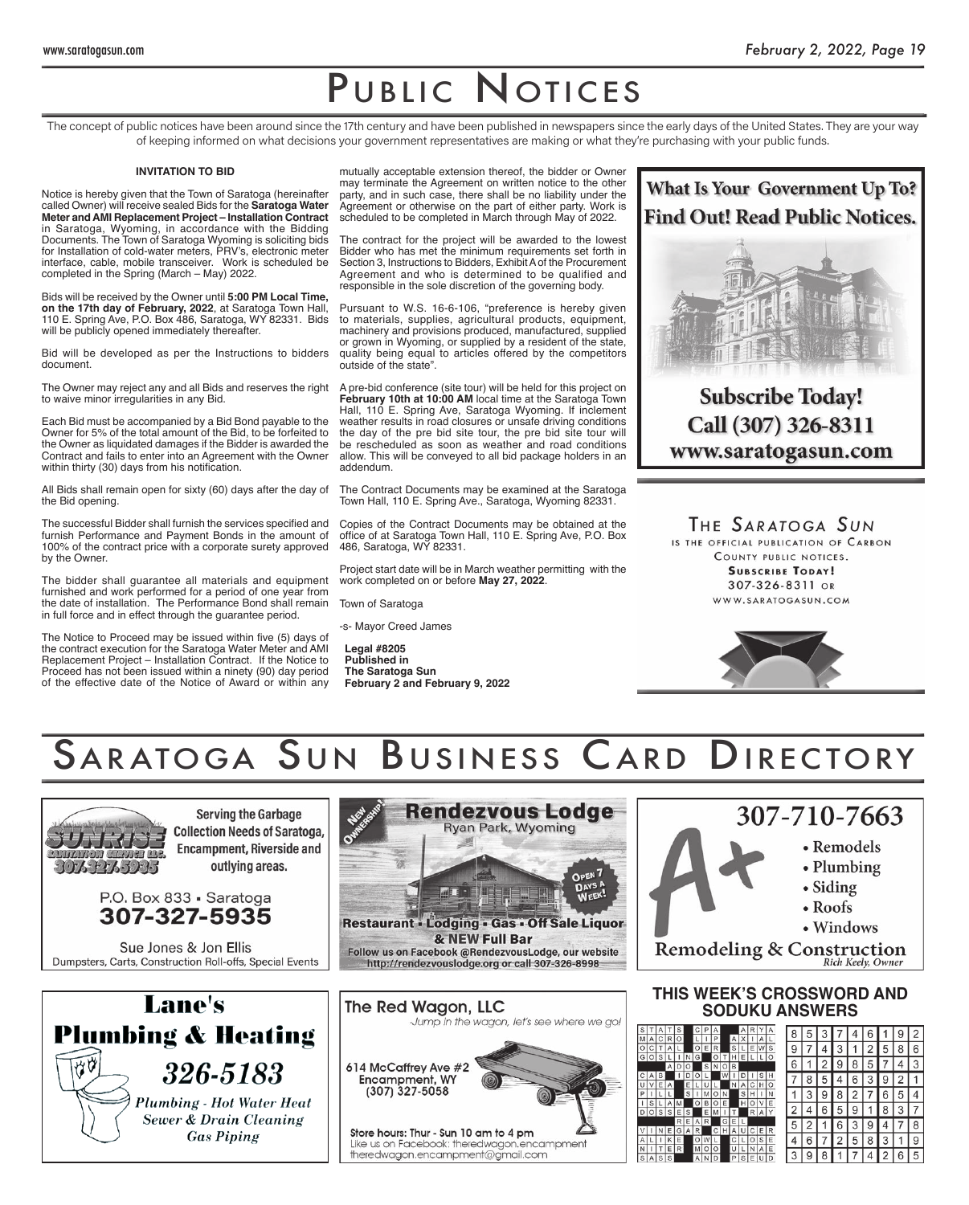# Public Notices

The concept of public notices have been around since the 17th century and have been published in newspapers since the early days of the United States. They are your way of keeping informed on what decisions your government representatives are making or what they're purchasing with your public funds.

**INVITATION TO BID**

Notice is hereby given that the Town of Saratoga (hereinafter called Owner) will receive sealed Bids for the **Saratoga Water Meter and AMI Replacement Project – Installation Contract** in Saratoga, Wyoming, in accordance with the Bidding Documents. The Town of Saratoga Wyoming is soliciting bids for Installation of cold-water meters, PRV's, electronic meter interface, cable, mobile transceiver. Work is scheduled be completed in the Spring (March – May) 2022.

Bids will be received by the Owner until **5:00 PM Local Time, on the 17th day of February, 2022**, at Saratoga Town Hall, 110 E. Spring Ave, P.O. Box 486, Saratoga, WY 82331. Bids will be publicly opened immediately thereafter.

Bid will be developed as per the Instructions to bidders document.

The Owner may reject any and all Bids and reserves the right to waive minor irregularities in any Bid.

Each Bid must be accompanied by a Bid Bond payable to the Owner for 5% of the total amount of the Bid, to be forfeited to the Owner as liquidated damages if the Bidder is awarded the Contract and fails to enter into an Agreement with the Owner within thirty (30) days from his notification.

All Bids shall remain open for sixty (60) days after the day of the Bid opening.

The successful Bidder shall furnish the services specified and furnish Performance and Payment Bonds in the amount of 100% of the contract price with a corporate surety approved by the Owner.

The bidder shall guarantee all materials and equipment furnished and work performed for a period of one year from the date of installation. The Performance Bond shall remain in full force and in effect through the guarantee period.

The Notice to Proceed may be issued within five (5) days of the contract execution for the Saratoga Water Meter and AMI Replacement Project – Installation Contract. If the Notice to Proceed has not been issued within a ninety (90) day period of the effective date of the Notice of Award or within any mutually acceptable extension thereof, the bidder or Owner may terminate the Agreement on written notice to the other party, and in such case, there shall be no liability under the Agreement or otherwise on the part of either party. Work is scheduled to be completed in March through May of 2022.

The contract for the project will be awarded to the lowest Bidder who has met the minimum requirements set forth in Section 3, Instructions to Bidders, Exhibit A of the Procurement Agreement and who is determined to be qualified and responsible in the sole discretion of the governing body.

Pursuant to W.S. 16-6-106, "preference is hereby given to materials, supplies, agricultural products, equipment, machinery and provisions produced, manufactured, supplied or grown in Wyoming, or supplied by a resident of the state, quality being equal to articles offered by the competitors outside of the state".

A pre-bid conference (site tour) will be held for this project on **February 10th at 10:00 AM** local time at the Saratoga Town Hall, 110 E. Spring Ave, Saratoga Wyoming. If inclement weather results in road closures or unsafe driving conditions the day of the pre bid site tour, the pre bid site tour will be rescheduled as soon as weather and road conditions allow. This will be conveyed to all bid package holders in an addendum.

The Contract Documents may be examined at the Saratoga Town Hall, 110 E. Spring Ave., Saratoga, Wyoming 82331.

Copies of the Contract Documents may be obtained at the office of at Saratoga Town Hall, 110 E. Spring Ave, P.O. Box 486, Saratoga, WY 82331.

Project start date will be in March weather permitting with the work completed on or before **May 27, 2022**.

Town of Saratoga

-s- Mayor Creed James

**Legal #8205**
**Published in**
**The Saratoga Sun**
**February 2 and February 9, 2022**

**What Is Your Government Up To? Find Out! Read Public Notices.**

**Subscribe Today! Call (307) 326-8311 www.saratogasun.com**

The Saratoga Sun is the official publication of Carbon County public notices. **Subscribe Today!** 307-326-8311 or www.saratogasun.com

# Saratoga Sun Business Card Directory

**Sunrise Sanitation Service LLC. 307-327-5935**
Serving the Garbage Collection Needs of Saratoga, Encampment, Riverside and outlying areas.
P.O. Box 833 • Saratoga
**307-327-5935**
Sue Jones & Jon Ellis
Dumpsters, Carts, Construction Roll-offs, Special Events

**Rendezvous Lodge**
New Ownership!
Ryan Park, Wyoming
Open 7 Days a Week!
Restaurant • Lodging • Gas • Off Sale Liquor & NEW Full Bar
Follow us on Facebook @RendezvousLodge, our website http://rendezvouslodge.org or call 307-326-8998

**A+ Remodeling & Construction**
307-710-7663
- Remodels
- Plumbing
- Siding
- Roofs
- Windows

Rich Keely, Owner

**Lane's Plumbing & Heating**
326-5183
Plumbing - Hot Water Heat
Sewer & Drain Cleaning
Gas Piping

**The Red Wagon, LLC**
-Jump in the wagon, let's see where we go!
614 McCaffrey Ave #2
Encampment, WY
(307) 327-5058
Store hours: Thur - Sun 10 am to 4 pm
Like us on Facebook: theredwagon.encampment
theredwagon.encampment@gmail.com

## This Week's Crossword and Soduku Answers

| | | | | | | | | |
|---|---|---|---|---|---|---|---|---|
| 8 | 5 | 3 | 7 | 4 | 6 | 1 | 9 | 2 |
| 9 | 7 | 4 | 3 | 1 | 2 | 5 | 8 | 6 |
| 6 | 1 | 2 | 9 | 8 | 5 | 7 | 4 | 3 |
| 7 | 8 | 5 | 4 | 6 | 3 | 9 | 2 | 1 |
| 1 | 3 | 9 | 8 | 2 | 7 | 6 | 5 | 4 |
| 2 | 4 | 6 | 5 | 9 | 1 | 8 | 3 | 7 |
| 5 | 2 | 1 | 6 | 3 | 9 | 4 | 7 | 8 |
| 4 | 6 | 7 | 2 | 5 | 8 | 3 | 1 | 9 |
| 3 | 9 | 8 | 1 | 7 | 4 | 2 | 6 | 5 |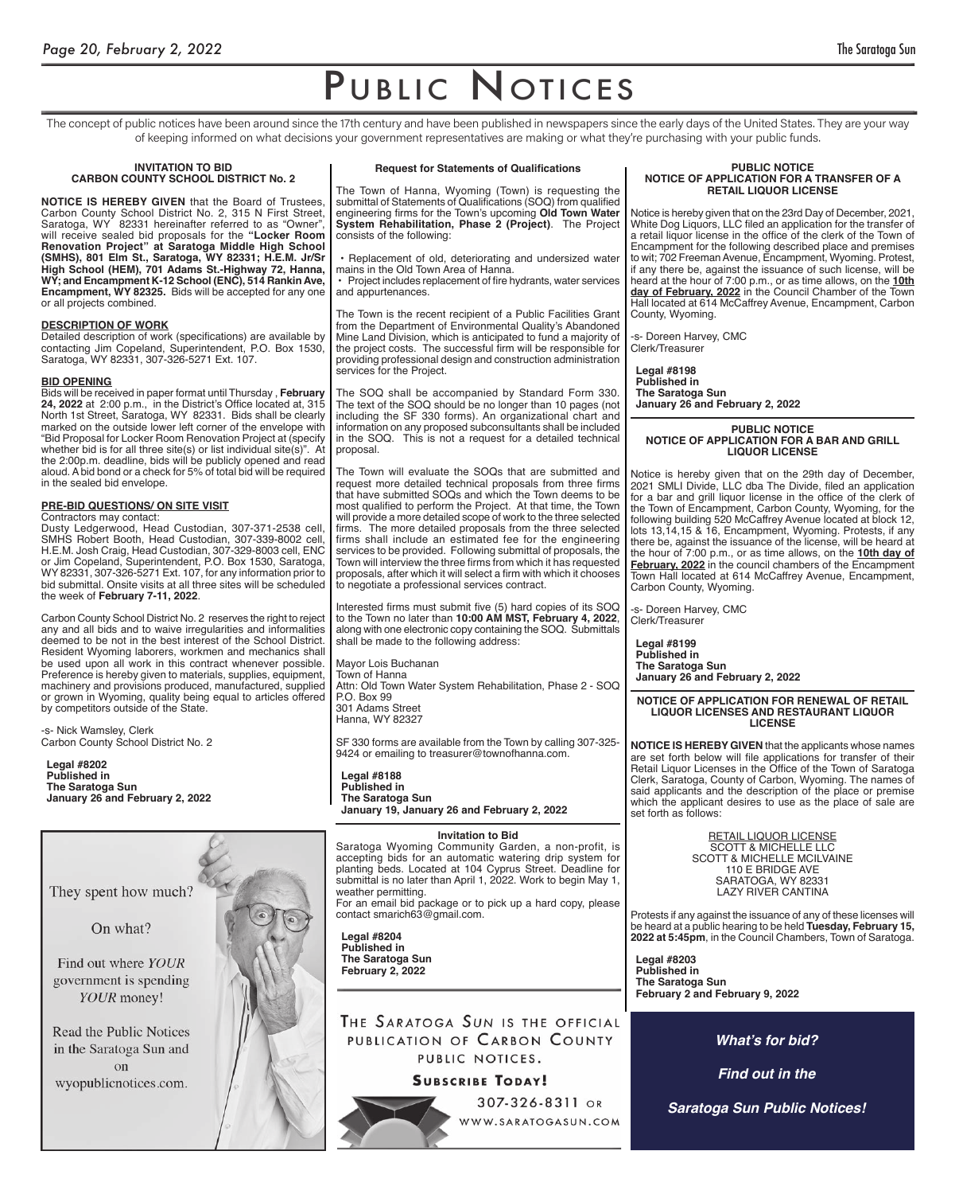# Public Notices

The concept of public notices have been around since the 17th century and have been published in newspapers since the early days of the United States. They are your way of keeping informed on what decisions your government representatives are making or what they're purchasing with your public funds.

### INVITATION TO BID
### CARBON COUNTY SCHOOL DISTRICT No. 2

**NOTICE IS HEREBY GIVEN** that the Board of Trustees, Carbon County School District No. 2, 315 N First Street, Saratoga, WY 82331 hereinafter referred to as "Owner", will receive sealed bid proposals for the **"Locker Room Renovation Project" at Saratoga Middle High School (SMHS), 801 Elm St., Saratoga, WY 82331; H.E.M. Jr/Sr High School (HEM), 701 Adams St.-Highway 72, Hanna, WY; and Encampment K-12 School (ENC), 514 Rankin Ave, Encampment, WY 82325.** Bids will be accepted for any one or all projects combined.

**DESCRIPTION OF WORK**

Detailed description of work (specifications) are available by contacting Jim Copeland, Superintendent, P.O. Box 1530, Saratoga, WY 82331, 307-326-5271 Ext. 107.

**BID OPENING**

Bids will be received in paper format until Thursday , **February 24, 2022** at 2:00 p.m., in the District's Office located at, 315 North 1st Street, Saratoga, WY 82331. Bids shall be clearly marked on the outside lower left corner of the envelope with "Bid Proposal for Locker Room Renovation Project at (specify whether bid is for all three site(s) or list individual site(s)". At the 2:00p.m. deadline, bids will be publicly opened and read aloud. A bid bond or a check for 5% of total bid will be required in the sealed bid envelope.

**PRE-BID QUESTIONS/ ON SITE VISIT**

Contractors may contact:
Dusty Ledgerwood, Head Custodian, 307-371-2538 cell, SMHS Robert Booth, Head Custodian, 307-339-8002 cell, H.E.M. Josh Craig, Head Custodian, 307-329-8003 cell, ENC or Jim Copeland, Superintendent, P.O. Box 1530, Saratoga, WY 82331, 307-326-5271 Ext. 107, for any information prior to bid submittal. Onsite visits at all three sites will be scheduled the week of **February 7-11, 2022**.

Carbon County School District No. 2 reserves the right to reject any and all bids and to waive irregularities and informalities deemed to be not in the best interest of the School District. Resident Wyoming laborers, workmen and mechanics shall be used upon all work in this contract whenever possible. Preference is hereby given to materials, supplies, equipment, machinery and provisions produced, manufactured, supplied or grown in Wyoming, quality being equal to articles offered by competitors outside of the State.

-s- Nick Wamsley, Clerk
Carbon County School District No. 2

**Legal #8202**
**Published in**
**The Saratoga Sun**
**January 26 and February 2, 2022**

They spent how much?

On what?

Find out where *YOUR* government is spending *YOUR* money!

Read the Public Notices in the Saratoga Sun and on wyopublicnotices.com.

### Request for Statements of Qualifications

The Town of Hanna, Wyoming (Town) is requesting the submittal of Statements of Qualifications (SOQ) from qualified engineering firms for the Town's upcoming **Old Town Water System Rehabilitation, Phase 2 (Project)**. The Project consists of the following:

- Replacement of old, deteriorating and undersized water mains in the Old Town Area of Hanna.
- Project includes replacement of fire hydrants, water services and appurtenances.

The Town is the recent recipient of a Public Facilities Grant from the Department of Environmental Quality's Abandoned Mine Land Division, which is anticipated to fund a majority of the project costs. The successful firm will be responsible for providing professional design and construction administration services for the Project.

The SOQ shall be accompanied by Standard Form 330. The text of the SOQ should be no longer than 10 pages (not including the SF 330 forms). An organizational chart and information on any proposed subconsultants shall be included in the SOQ. This is not a request for a detailed technical proposal.

The Town will evaluate the SOQs that are submitted and request more detailed technical proposals from three firms that have submitted SOQs and which the Town deems to be most qualified to perform the Project. At that time, the Town will provide a more detailed scope of work to the three selected firms. The more detailed proposals from the three selected firms shall include an estimated fee for the engineering services to be provided. Following submittal of proposals, the Town will interview the three firms from which it has requested proposals, after which it will select a firm with which it chooses to negotiate a professional services contract.

Interested firms must submit five (5) hard copies of its SOQ to the Town no later than **10:00 AM MST, February 4, 2022**, along with one electronic copy containing the SOQ. Submittals shall be made to the following address:

Mayor Lois Buchanan
Town of Hanna
Attn: Old Town Water System Rehabilitation, Phase 2 - SOQ
P.O. Box 99
301 Adams Street
Hanna, WY 82327

SF 330 forms are available from the Town by calling 307-325-9424 or emailing to treasurer@townofhanna.com.

**Legal #8188**
**Published in**
**The Saratoga Sun**
**January 19, January 26 and February 2, 2022**

### Invitation to Bid

Saratoga Wyoming Community Garden, a non-profit, is accepting bids for an automatic watering drip system for planting beds. Located at 104 Cyprus Street. Deadline for submittal is no later than April 1, 2022. Work to begin May 1, weather permitting.
For an email bid package or to pick up a hard copy, please contact smarich63@gmail.com.

**Legal #8204**
**Published in**
**The Saratoga Sun**
**February 2, 2022**

The Saratoga Sun is the official publication of Carbon County public notices.

**Subscribe Today!**

307-326-8311 or www.saratogasun.com

### PUBLIC NOTICE
### NOTICE OF APPLICATION FOR A TRANSFER OF A RETAIL LIQUOR LICENSE

Notice is hereby given that on the 23rd Day of December, 2021, White Dog Liquors, LLC filed an application for the transfer of a retail liquor license in the office of the clerk of the Town of Encampment for the following described place and premises to wit; 702 Freeman Avenue, Encampment, Wyoming. Protest, if any there be, against the issuance of such license, will be heard at the hour of 7:00 p.m., or as time allows, on the **10th day of February, 2022** in the Council Chamber of the Town Hall located at 614 McCaffrey Avenue, Encampment, Carbon County, Wyoming.

-s- Doreen Harvey, CMC
Clerk/Treasurer

**Legal #8198**
**Published in**
**The Saratoga Sun**
**January 26 and February 2, 2022**

### PUBLIC NOTICE
### NOTICE OF APPLICATION FOR A BAR AND GRILL LIQUOR LICENSE

Notice is hereby given that on the 29th day of December, 2021 SMLI Divide, LLC dba The Divide, filed an application for a bar and grill liquor license in the office of the clerk of the Town of Encampment, Carbon County, Wyoming, for the following building 520 McCaffrey Avenue located at block 12, lots 13,14,15 & 16, Encampment, Wyoming. Protests, if any there be, against the issuance of the license, will be heard at the hour of 7:00 p.m., or as time allows, on the **10th day of February, 2022** in the council chambers of the Encampment Town Hall located at 614 McCaffrey Avenue, Encampment, Carbon County, Wyoming.

-s- Doreen Harvey, CMC
Clerk/Treasurer

**Legal #8199**
**Published in**
**The Saratoga Sun**
**January 26 and February 2, 2022**

### NOTICE OF APPLICATION FOR RENEWAL OF RETAIL LIQUOR LICENSES AND RESTAURANT LIQUOR LICENSE

**NOTICE IS HEREBY GIVEN** that the applicants whose names are set forth below will file applications for transfer of their Retail Liquor Licenses in the Office of the Town of Saratoga Clerk, Saratoga, County of Carbon, Wyoming. The names of said applicants and the description of the place or premise which the applicant desires to use as the place of sale are set forth as follows:

RETAIL LIQUOR LICENSE
SCOTT & MICHELLE LLC
SCOTT & MICHELLE MCILVAINE
110 E BRIDGE AVE
SARATOGA, WY 82331
LAZY RIVER CANTINA

Protests if any against the issuance of any of these licenses will be heard at a public hearing to be held **Tuesday, February 15, 2022 at 5:45pm**, in the Council Chambers, Town of Saratoga.

**Legal #8203**
**Published in**
**The Saratoga Sun**
**February 2 and February 9, 2022**

***What's for bid?***

***Find out in the***

***Saratoga Sun Public Notices!***